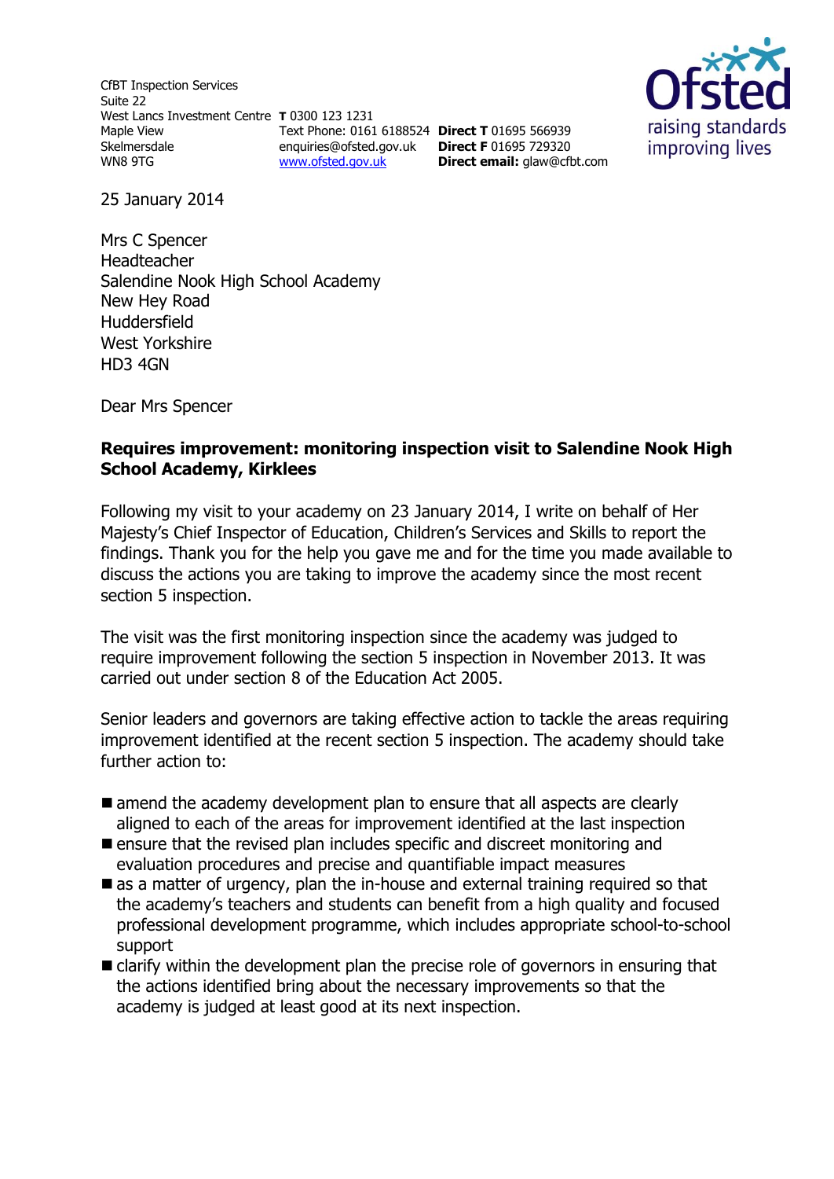CfBT Inspection Services
Suite 22
West Lancs Investment Centre
Maple View
Skelmersdale
WN8 9TG

**T** 0300 123 1231
Text Phone: 0161 6188524
enquiries@ofsted.gov.uk
www.ofsted.gov.uk

**Direct T** 01695 566939
**Direct F** 01695 729320
**Direct email:** glaw@cfbt.com

Ofsted
raising standards
improving lives

25 January 2014

Mrs C Spencer
Headteacher
Salendine Nook High School Academy
New Hey Road
Huddersfield
West Yorkshire
HD3 4GN

Dear Mrs Spencer

**Requires improvement: monitoring inspection visit to Salendine Nook High School Academy, Kirklees**

Following my visit to your academy on 23 January 2014, I write on behalf of Her Majesty's Chief Inspector of Education, Children's Services and Skills to report the findings. Thank you for the help you gave me and for the time you made available to discuss the actions you are taking to improve the academy since the most recent section 5 inspection.

The visit was the first monitoring inspection since the academy was judged to require improvement following the section 5 inspection in November 2013. It was carried out under section 8 of the Education Act 2005.

Senior leaders and governors are taking effective action to tackle the areas requiring improvement identified at the recent section 5 inspection. The academy should take further action to:

- amend the academy development plan to ensure that all aspects are clearly aligned to each of the areas for improvement identified at the last inspection
- ensure that the revised plan includes specific and discreet monitoring and evaluation procedures and precise and quantifiable impact measures
- as a matter of urgency, plan the in-house and external training required so that the academy's teachers and students can benefit from a high quality and focused professional development programme, which includes appropriate school-to-school support
- clarify within the development plan the precise role of governors in ensuring that the actions identified bring about the necessary improvements so that the academy is judged at least good at its next inspection.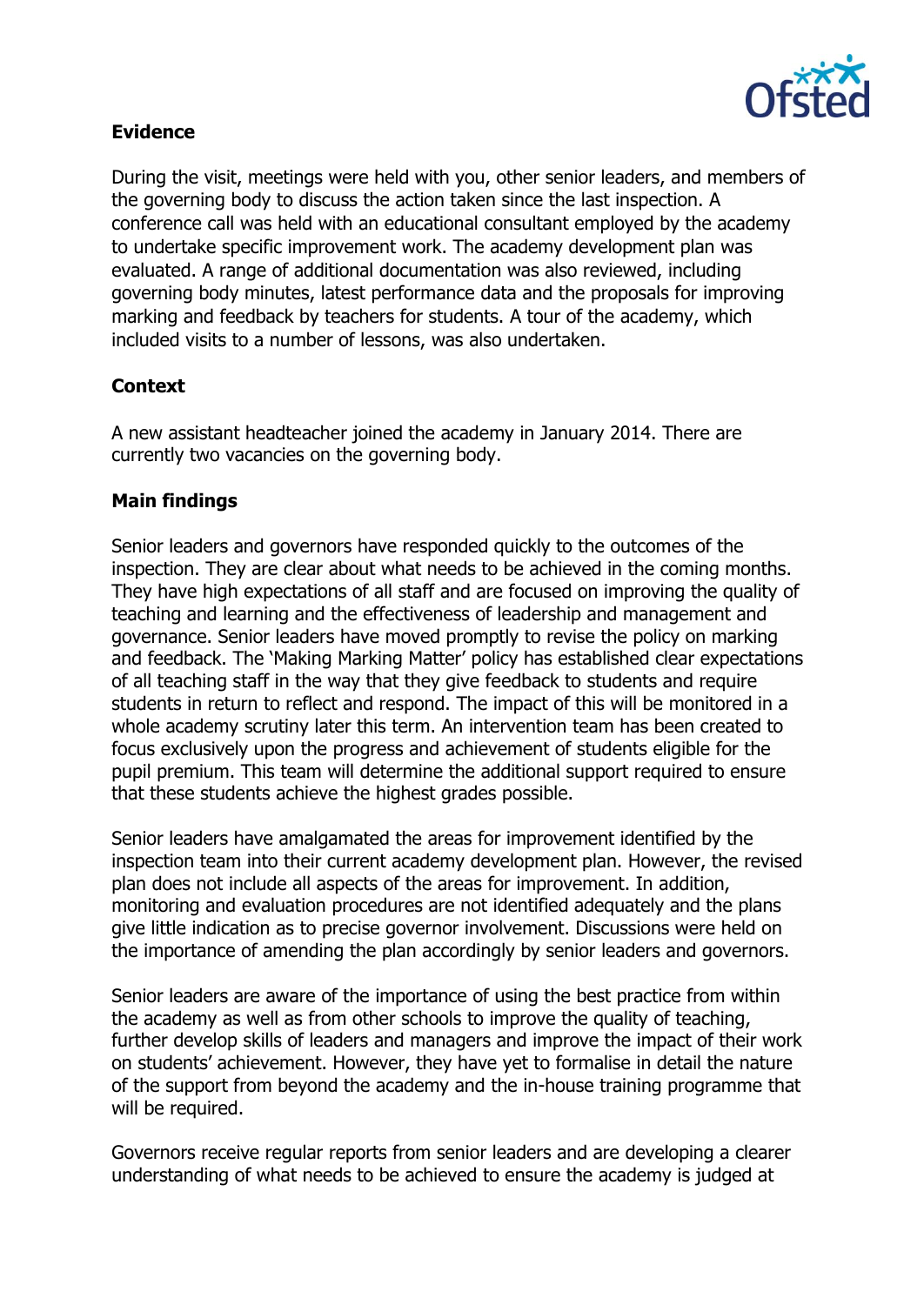## Evidence

During the visit, meetings were held with you, other senior leaders, and members of the governing body to discuss the action taken since the last inspection. A conference call was held with an educational consultant employed by the academy to undertake specific improvement work. The academy development plan was evaluated. A range of additional documentation was also reviewed, including governing body minutes, latest performance data and the proposals for improving marking and feedback by teachers for students. A tour of the academy, which included visits to a number of lessons, was also undertaken.

## Context

A new assistant headteacher joined the academy in January 2014. There are currently two vacancies on the governing body.

## Main findings

Senior leaders and governors have responded quickly to the outcomes of the inspection. They are clear about what needs to be achieved in the coming months. They have high expectations of all staff and are focused on improving the quality of teaching and learning and the effectiveness of leadership and management and governance. Senior leaders have moved promptly to revise the policy on marking and feedback. The 'Making Marking Matter' policy has established clear expectations of all teaching staff in the way that they give feedback to students and require students in return to reflect and respond. The impact of this will be monitored in a whole academy scrutiny later this term. An intervention team has been created to focus exclusively upon the progress and achievement of students eligible for the pupil premium. This team will determine the additional support required to ensure that these students achieve the highest grades possible.

Senior leaders have amalgamated the areas for improvement identified by the inspection team into their current academy development plan. However, the revised plan does not include all aspects of the areas for improvement. In addition, monitoring and evaluation procedures are not identified adequately and the plans give little indication as to precise governor involvement. Discussions were held on the importance of amending the plan accordingly by senior leaders and governors.

Senior leaders are aware of the importance of using the best practice from within the academy as well as from other schools to improve the quality of teaching, further develop skills of leaders and managers and improve the impact of their work on students' achievement. However, they have yet to formalise in detail the nature of the support from beyond the academy and the in-house training programme that will be required.

Governors receive regular reports from senior leaders and are developing a clearer understanding of what needs to be achieved to ensure the academy is judged at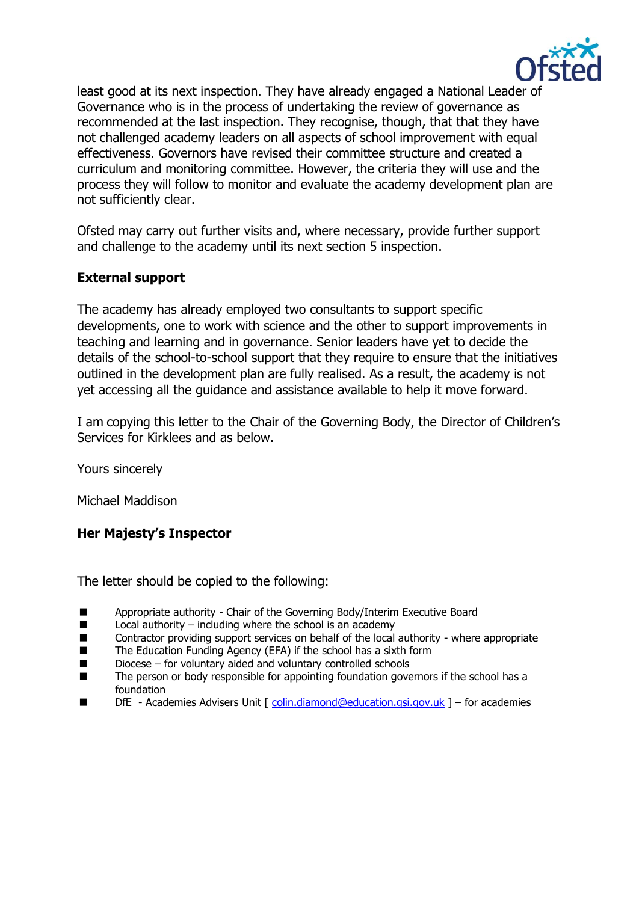least good at its next inspection. They have already engaged a National Leader of Governance who is in the process of undertaking the review of governance as recommended at the last inspection. They recognise, though, that that they have not challenged academy leaders on all aspects of school improvement with equal effectiveness. Governors have revised their committee structure and created a curriculum and monitoring committee. However, the criteria they will use and the process they will follow to monitor and evaluate the academy development plan are not sufficiently clear.

Ofsted may carry out further visits and, where necessary, provide further support and challenge to the academy until its next section 5 inspection.

**External support**

The academy has already employed two consultants to support specific developments, one to work with science and the other to support improvements in teaching and learning and in governance. Senior leaders have yet to decide the details of the school-to-school support that they require to ensure that the initiatives outlined in the development plan are fully realised. As a result, the academy is not yet accessing all the guidance and assistance available to help it move forward.

I am copying this letter to the Chair of the Governing Body, the Director of Children's Services for Kirklees and as below.

Yours sincerely

Michael Maddison

**Her Majesty's Inspector**

The letter should be copied to the following:

- Appropriate authority - Chair of the Governing Body/Interim Executive Board
- Local authority – including where the school is an academy
- Contractor providing support services on behalf of the local authority - where appropriate
- The Education Funding Agency (EFA) if the school has a sixth form
- Diocese – for voluntary aided and voluntary controlled schools
- The person or body responsible for appointing foundation governors if the school has a foundation
- DfE - Academies Advisers Unit [ colin.diamond@education.gsi.gov.uk ] – for academies